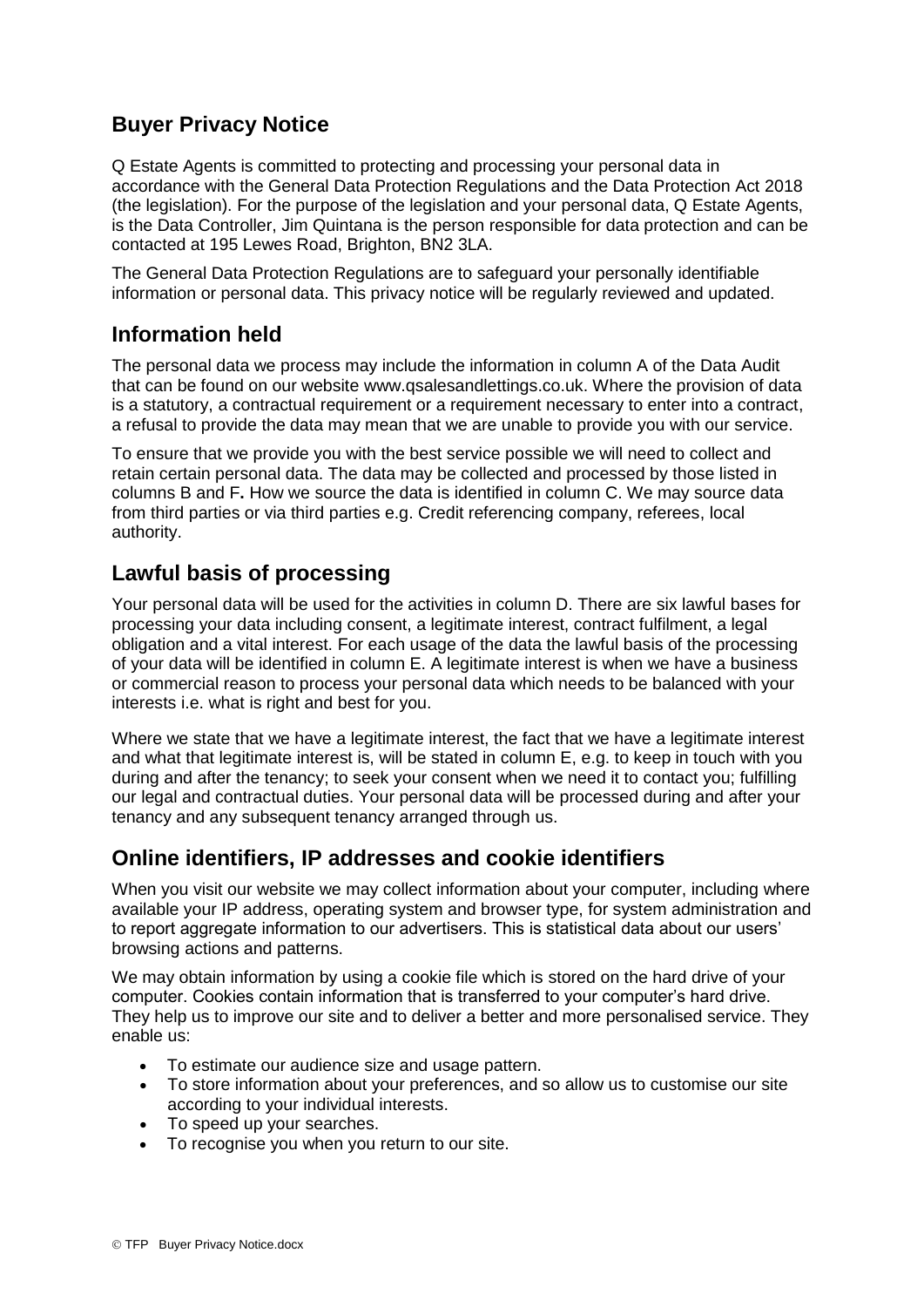## Buyer Privacy Notice

Q Estate Agents is committed to protecting and processing your personal data in accordance with the General Data Protection Regulations and the Data Protection Act 2018 (the legislation). For the purpose of the legislation and your personal data, Q Estate Agents, is the Data Controller, Jim Quintana is the person responsible for data protection and can be contacted at 195 Lewes Road, Brighton, BN2 3LA.

The General Data Protection Regulations are to safeguard your personally identifiable information or personal data. This privacy notice will be regularly reviewed and updated.

## Information held

The personal data we process may include the information in column A of the Data Audit that can be found on our website www.qsalesandlettings.co.uk. Where the provision of data is a statutory, a contractual requirement or a requirement necessary to enter into a contract, a refusal to provide the data may mean that we are unable to provide you with our service.

To ensure that we provide you with the best service possible we will need to collect and retain certain personal data. The data may be collected and processed by those listed in columns B and F**.** How we source the data is identified in column C. We may source data from third parties or via third parties e.g. Credit referencing company, referees, local authority.

## Lawful basis of processing

Your personal data will be used for the activities in column D. There are six lawful bases for processing your data including consent, a legitimate interest, contract fulfilment, a legal obligation and a vital interest. For each usage of the data the lawful basis of the processing of your data will be identified in column E. A legitimate interest is when we have a business or commercial reason to process your personal data which needs to be balanced with your interests i.e. what is right and best for you.

Where we state that we have a legitimate interest, the fact that we have a legitimate interest and what that legitimate interest is, will be stated in column E, e.g. to keep in touch with you during and after the tenancy; to seek your consent when we need it to contact you; fulfilling our legal and contractual duties. Your personal data will be processed during and after your tenancy and any subsequent tenancy arranged through us.

## Online identifiers, IP addresses and cookie identifiers

When you visit our website we may collect information about your computer, including where available your IP address, operating system and browser type, for system administration and to report aggregate information to our advertisers. This is statistical data about our users' browsing actions and patterns.

We may obtain information by using a cookie file which is stored on the hard drive of your computer. Cookies contain information that is transferred to your computer's hard drive. They help us to improve our site and to deliver a better and more personalised service. They enable us:

- To estimate our audience size and usage pattern.
- To store information about your preferences, and so allow us to customise our site according to your individual interests.
- To speed up your searches.
- To recognise you when you return to our site.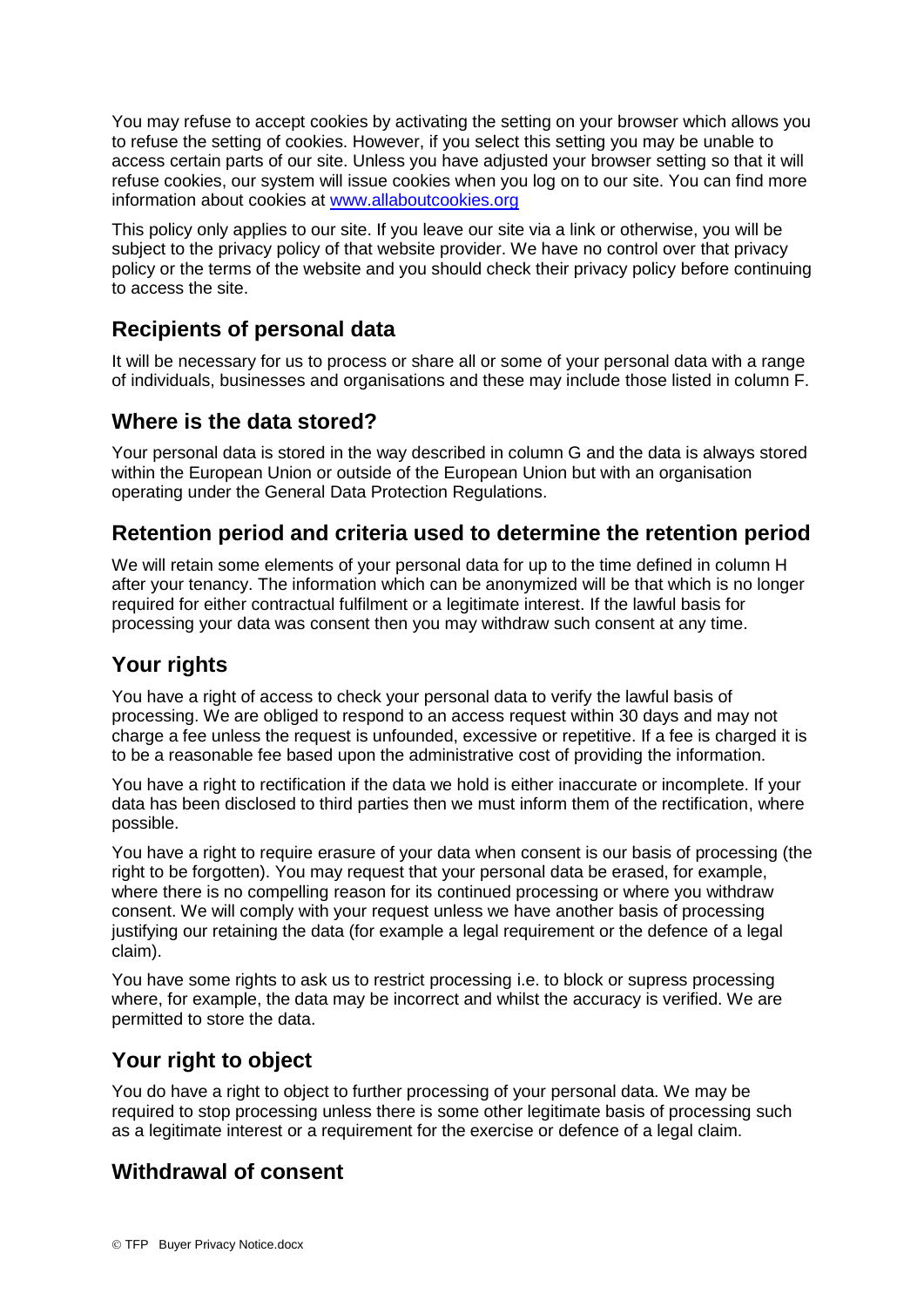You may refuse to accept cookies by activating the setting on your browser which allows you to refuse the setting of cookies. However, if you select this setting you may be unable to access certain parts of our site. Unless you have adjusted your browser setting so that it will refuse cookies, our system will issue cookies when you log on to our site. You can find more information about cookies at [www.allaboutcookies.org](www.allaboutcookies.org)

This policy only applies to our site. If you leave our site via a link or otherwise, you will be subject to the privacy policy of that website provider. We have no control over that privacy policy or the terms of the website and you should check their privacy policy before continuing to access the site.

## Recipients of personal data

It will be necessary for us to process or share all or some of your personal data with a range of individuals, businesses and organisations and these may include those listed in column F.

## Where is the data stored?

Your personal data is stored in the way described in column G and the data is always stored within the European Union or outside of the European Union but with an organisation operating under the General Data Protection Regulations.

## Retention period and criteria used to determine the retention period

We will retain some elements of your personal data for up to the time defined in column H after your tenancy. The information which can be anonymized will be that which is no longer required for either contractual fulfilment or a legitimate interest. If the lawful basis for processing your data was consent then you may withdraw such consent at any time.

## Your rights

You have a right of access to check your personal data to verify the lawful basis of processing. We are obliged to respond to an access request within 30 days and may not charge a fee unless the request is unfounded, excessive or repetitive. If a fee is charged it is to be a reasonable fee based upon the administrative cost of providing the information.

You have a right to rectification if the data we hold is either inaccurate or incomplete. If your data has been disclosed to third parties then we must inform them of the rectification, where possible.

You have a right to require erasure of your data when consent is our basis of processing (the right to be forgotten). You may request that your personal data be erased, for example, where there is no compelling reason for its continued processing or where you withdraw consent. We will comply with your request unless we have another basis of processing justifying our retaining the data (for example a legal requirement or the defence of a legal claim).

You have some rights to ask us to restrict processing i.e. to block or supress processing where, for example, the data may be incorrect and whilst the accuracy is verified. We are permitted to store the data.

## Your right to object

You do have a right to object to further processing of your personal data. We may be required to stop processing unless there is some other legitimate basis of processing such as a legitimate interest or a requirement for the exercise or defence of a legal claim.

## Withdrawal of consent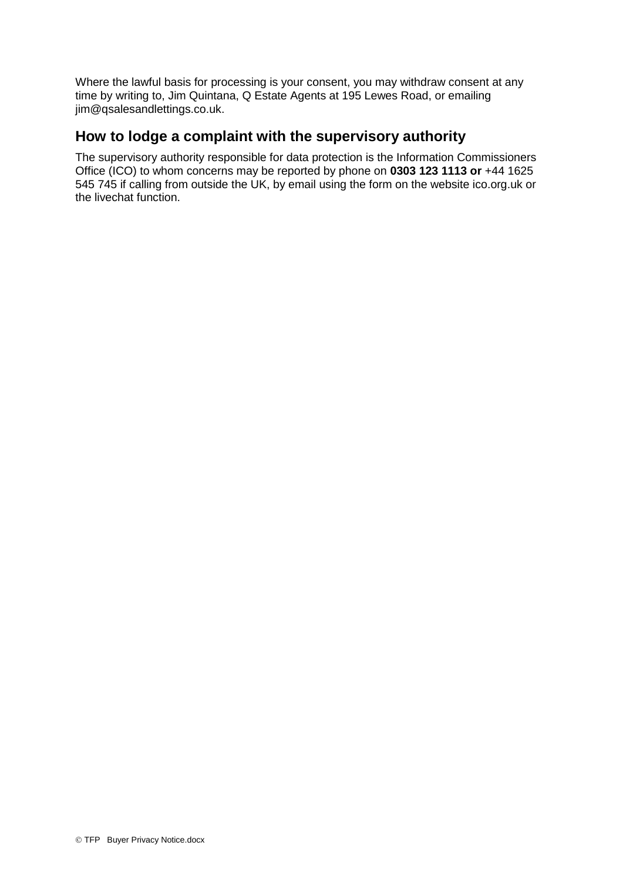Where the lawful basis for processing is your consent, you may withdraw consent at any time by writing to, Jim Quintana, Q Estate Agents at 195 Lewes Road, or emailing jim@qsalesandlettings.co.uk.

## How to lodge a complaint with the supervisory authority

The supervisory authority responsible for data protection is the Information Commissioners Office (ICO) to whom concerns may be reported by phone on **0303 123 1113 or** +44 1625 545 745 if calling from outside the UK, by email using the form on the website ico.org.uk or the livechat function.